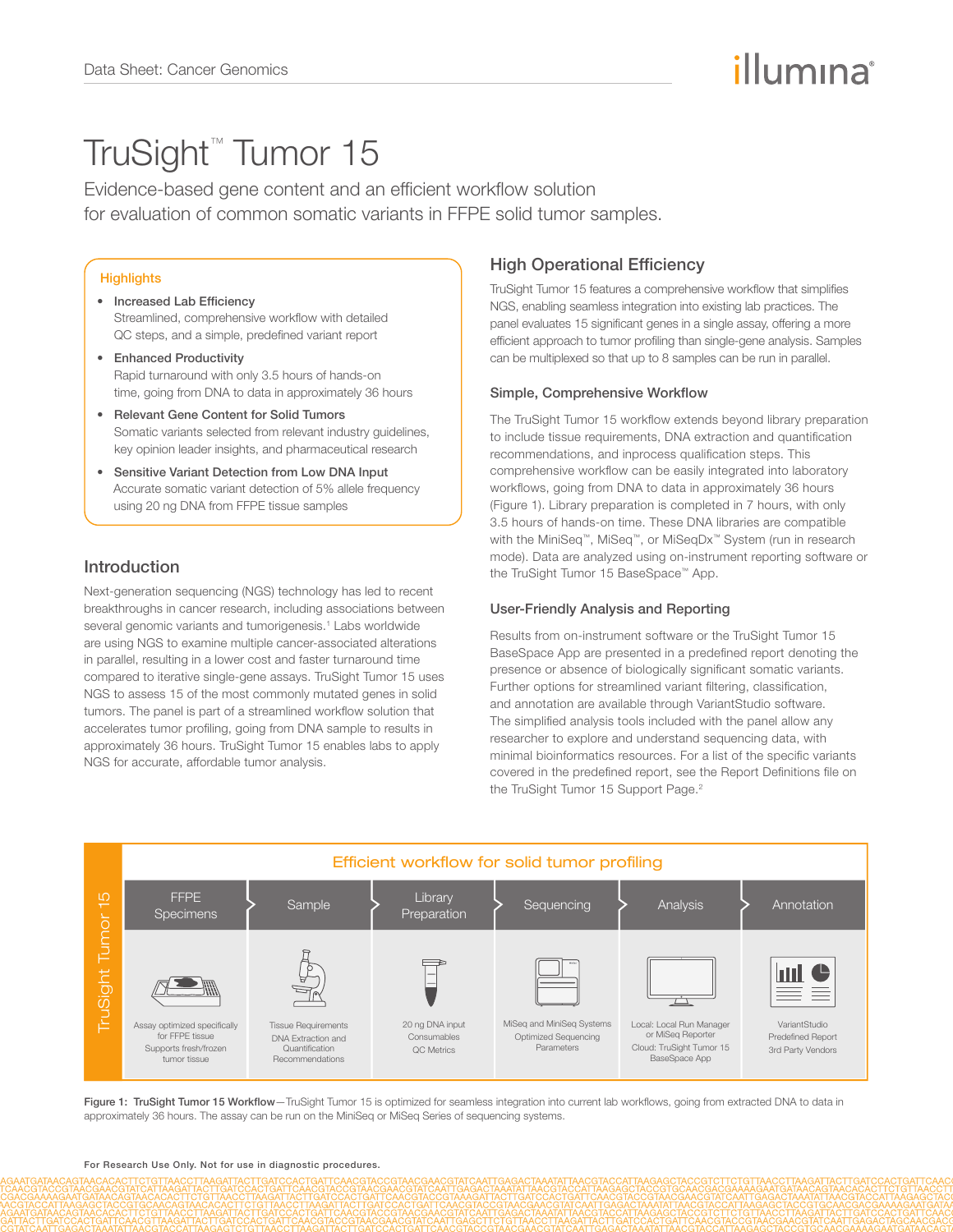Data Sheet: Cancer Genomics

# TruSight™ Tumor 15

Evidence-based gene content and an efficient workflow solution for evaluation of common somatic variants in FFPE solid tumor samples.

## Highlights

- **Increased Lab Efficiency**
  Streamlined, comprehensive workflow with detailed QC steps, and a simple, predefined variant report
- **Enhanced Productivity**
  Rapid turnaround with only 3.5 hours of hands-on time, going from DNA to data in approximately 36 hours
- **Relevant Gene Content for Solid Tumors**
  Somatic variants selected from relevant industry guidelines, key opinion leader insights, and pharmaceutical research
- **Sensitive Variant Detection from Low DNA Input**
  Accurate somatic variant detection of 5% allele frequency using 20 ng DNA from FFPE tissue samples

## Introduction

Next-generation sequencing (NGS) technology has led to recent breakthroughs in cancer research, including associations between several genomic variants and tumorigenesis.[1] Labs worldwide are using NGS to examine multiple cancer-associated alterations in parallel, resulting in a lower cost and faster turnaround time compared to iterative single-gene assays. TruSight Tumor 15 uses NGS to assess 15 of the most commonly mutated genes in solid tumors. The panel is part of a streamlined workflow solution that accelerates tumor profiling, going from DNA sample to results in approximately 36 hours. TruSight Tumor 15 enables labs to apply NGS for accurate, affordable tumor analysis.

## High Operational Efficiency

TruSight Tumor 15 features a comprehensive workflow that simplifies NGS, enabling seamless integration into existing lab practices. The panel evaluates 15 significant genes in a single assay, offering a more efficient approach to tumor profiling than single-gene analysis. Samples can be multiplexed so that up to 8 samples can be run in parallel.

### Simple, Comprehensive Workflow

The TruSight Tumor 15 workflow extends beyond library preparation to include tissue requirements, DNA extraction and quantification recommendations, and inprocess qualification steps. This comprehensive workflow can be easily integrated into laboratory workflows, going from DNA to data in approximately 36 hours (Figure 1). Library preparation is completed in 7 hours, with only 3.5 hours of hands-on time. These DNA libraries are compatible with the MiniSeq™, MiSeq™, or MiSeqDx™ System (run in research mode). Data are analyzed using on-instrument reporting software or the TruSight Tumor 15 BaseSpace™ App.

### User-Friendly Analysis and Reporting

Results from on-instrument software or the TruSight Tumor 15 BaseSpace App are presented in a predefined report denoting the presence or absence of biologically significant somatic variants. Further options for streamlined variant filtering, classification, and annotation are available through VariantStudio software. The simplified analysis tools included with the panel allow any researcher to explore and understand sequencing data, with minimal bioinformatics resources. For a list of the specific variants covered in the predefined report, see the Report Definitions file on the TruSight Tumor 15 Support Page.[2]

**Efficient workflow for solid tumor profiling** (TruSight Tumor 15)

| FFPE Specimens | Sample | Library Preparation | Sequencing | Analysis | Annotation |
| --- | --- | --- | --- | --- | --- |
| Assay optimized specifically for FFPE tissue; Supports fresh/frozen tumor tissue | Tissue Requirements; DNA Extraction and Quantification Recommendations | 20 ng DNA input; Consumables; QC Metrics | MiSeq and MiniSeq Systems; Optimized Sequencing Parameters | Local: Local Run Manager or MiSeq Reporter; Cloud: TruSight Tumor 15 BaseSpace App | VariantStudio; Predefined Report; 3rd Party Vendors |

**Figure 1: TruSight Tumor 15 Workflow**—TruSight Tumor 15 is optimized for seamless integration into current lab workflows, going from extracted DNA to data in approximately 36 hours. The assay can be run on the MiniSeq or MiSeq Series of sequencing systems.

**For Research Use Only. Not for use in diagnostic procedures.**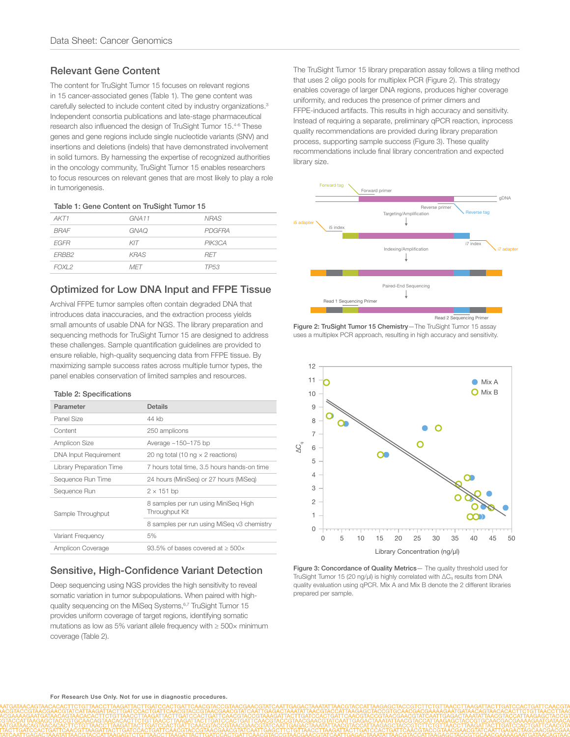## Relevant Gene Content

The content for TruSight Tumor 15 focuses on relevant regions in 15 cancer-associated genes (Table 1). The gene content was carefully selected to include content cited by industry organizations.[3] Independent consortia publications and late-stage pharmaceutical research also influenced the design of TruSight Tumor 15.[4-6] These genes and gene regions include single nucleotide variants (SNV) and insertions and deletions (indels) that have demonstrated involvement in solid tumors. By harnessing the expertise of recognized authorities in the oncology community, TruSight Tumor 15 enables researchers to focus resources on relevant genes that are most likely to play a role in tumorigenesis.

**Table 1: Gene Content on TruSight Tumor 15**

| | | |
|---|---|---|
| *AKT1* | *GNA11* | *NRAS* |
| *BRAF* | *GNAQ* | *PDGFRA* |
| *EGFR* | *KIT* | *PIK3CA* |
| *ERBB2* | *KRAS* | *RET* |
| *FOXL2* | *MET* | *TP53* |

## Optimized for Low DNA Input and FFPE Tissue

Archival FFPE tumor samples often contain degraded DNA that introduces data inaccuracies, and the extraction process yields small amounts of usable DNA for NGS. The library preparation and sequencing methods for TruSight Tumor 15 are designed to address these challenges. Sample quantification guidelines are provided to ensure reliable, high-quality sequencing data from FFPE tissue. By maximizing sample success rates across multiple tumor types, the panel enables conservation of limited samples and resources.

**Table 2: Specifications**

| Parameter | Details |
|---|---|
| Panel Size | 44 kb |
| Content | 250 amplicons |
| Amplicon Size | Average ~150–175 bp |
| DNA Input Requirement | 20 ng total (10 ng × 2 reactions) |
| Library Preparation Time | 7 hours total time, 3.5 hours hands-on time |
| Sequence Run Time | 24 hours (MiniSeq) or 27 hours (MiSeq) |
| Sequence Run | 2 × 151 bp |
| Sample Throughput | 8 samples per run using MiniSeq High Throughput Kit |
| | 8 samples per run using MiSeq v3 chemistry |
| Variant Frequency | 5% |
| Amplicon Coverage | 93.5% of bases covered at ≥ 500× |

## Sensitive, High-Confidence Variant Detection

Deep sequencing using NGS provides the high sensitivity to reveal somatic variation in tumor subpopulations. When paired with high-quality sequencing on the MiSeq Systems,[6,7] TruSight Tumor 15 provides uniform coverage of target regions, identifying somatic mutations as low as 5% variant allele frequency with ≥ 500× minimum coverage (Table 2).

The TruSight Tumor 15 library preparation assay follows a tiling method that uses 2 oligo pools for multiplex PCR (Figure 2). This strategy enables coverage of larger DNA regions, produces higher coverage uniformity, and reduces the presence of primer dimers and FFPE-induced artifacts. This results in high accuracy and sensitivity. Instead of requiring a separate, preliminary qPCR reaction, inprocess quality recommendations are provided during library preparation process, supporting sample success (Figure 3). These quality recommendations include final library concentration and expected library size.

**Figure 2: TruSight Tumor 15 Chemistry**—The TruSight Tumor 15 assay uses a multiplex PCR approach, resulting in high accuracy and sensitivity.

**Figure 3: Concordance of Quality Metrics**— The quality threshold used for TruSight Tumor 15 (20 ng/µl) is highly correlated with $\Delta C_q$ results from DNA quality evaluation using qPCR. Mix A and Mix B denote the 2 different libraries prepared per sample.

**For Research Use Only. Not for use in diagnostic procedures.**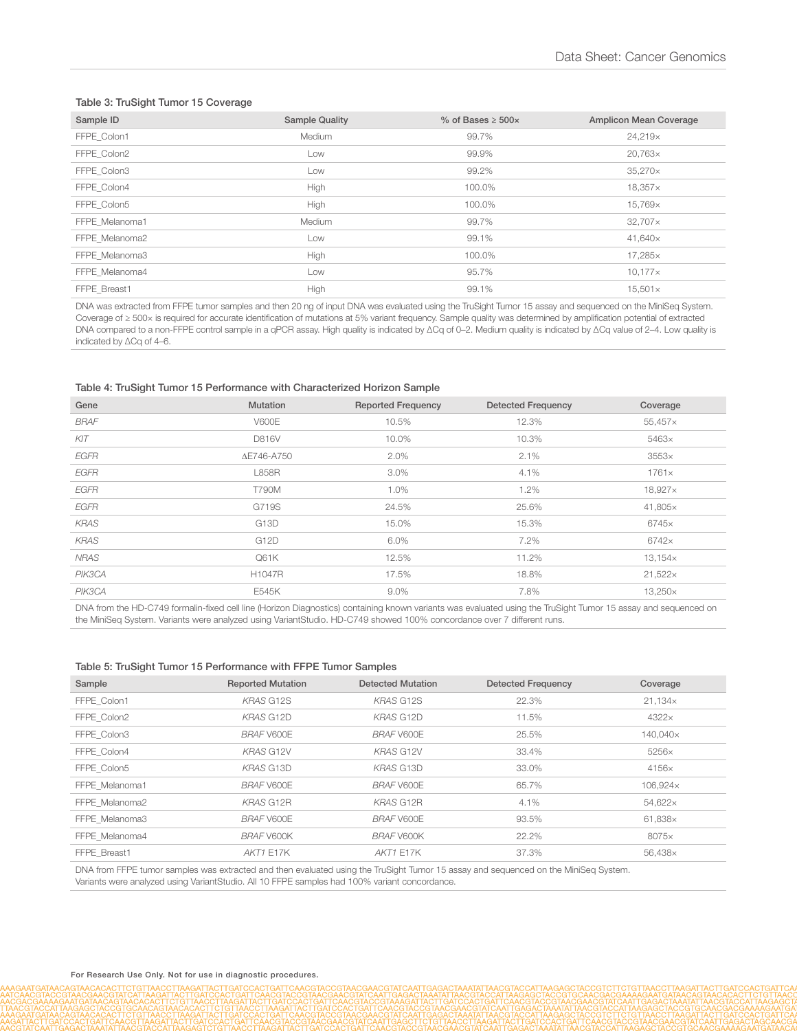### Table 3: TruSight Tumor 15 Coverage

| Sample ID | Sample Quality | % of Bases ≥ 500× | Amplicon Mean Coverage |
|---|---|---|---|
| FFPE_Colon1 | Medium | 99.7% | 24,219× |
| FFPE_Colon2 | Low | 99.9% | 20,763× |
| FFPE_Colon3 | Low | 99.2% | 35,270× |
| FFPE_Colon4 | High | 100.0% | 18,357× |
| FFPE_Colon5 | High | 100.0% | 15,769× |
| FFPE_Melanoma1 | Medium | 99.7% | 32,707× |
| FFPE_Melanoma2 | Low | 99.1% | 41,640× |
| FFPE_Melanoma3 | High | 100.0% | 17,285× |
| FFPE_Melanoma4 | Low | 95.7% | 10,177× |
| FFPE_Breast1 | High | 99.1% | 15,501× |

DNA was extracted from FFPE tumor samples and then 20 ng of input DNA was evaluated using the TruSight Tumor 15 assay and sequenced on the MiniSeq System. Coverage of ≥ 500× is required for accurate identification of mutations at 5% variant frequency. Sample quality was determined by amplification potential of extracted DNA compared to a non-FFPE control sample in a qPCR assay. High quality is indicated by ΔCq of 0–2. Medium quality is indicated by ΔCq value of 2–4. Low quality is indicated by ΔCq of 4–6.

### Table 4: TruSight Tumor 15 Performance with Characterized Horizon Sample

| Gene | Mutation | Reported Frequency | Detected Frequency | Coverage |
|---|---|---|---|---|
| *BRAF* | V600E | 10.5% | 12.3% | 55,457× |
| *KIT* | D816V | 10.0% | 10.3% | 5463× |
| *EGFR* | ΔE746-A750 | 2.0% | 2.1% | 3553× |
| *EGFR* | L858R | 3.0% | 4.1% | 1761× |
| *EGFR* | T790M | 1.0% | 1.2% | 18,927× |
| *EGFR* | G719S | 24.5% | 25.6% | 41,805× |
| *KRAS* | G13D | 15.0% | 15.3% | 6745× |
| *KRAS* | G12D | 6.0% | 7.2% | 6742× |
| *NRAS* | Q61K | 12.5% | 11.2% | 13,154× |
| *PIK3CA* | H1047R | 17.5% | 18.8% | 21,522× |
| *PIK3CA* | E545K | 9.0% | 7.8% | 13,250× |

DNA from the HD-C749 formalin-fixed cell line (Horizon Diagnostics) containing known variants was evaluated using the TruSight Tumor 15 assay and sequenced on the MiniSeq System. Variants were analyzed using VariantStudio. HD-C749 showed 100% concordance over 7 different runs.

### Table 5: TruSight Tumor 15 Performance with FFPE Tumor Samples

| Sample | Reported Mutation | Detected Mutation | Detected Frequency | Coverage |
|---|---|---|---|---|
| FFPE_Colon1 | *KRAS* G12S | *KRAS* G12S | 22.3% | 21,134× |
| FFPE_Colon2 | *KRAS* G12D | *KRAS* G12D | 11.5% | 4322× |
| FFPE_Colon3 | *BRAF* V600E | *BRAF* V600E | 25.5% | 140,040× |
| FFPE_Colon4 | *KRAS* G12V | *KRAS* G12V | 33.4% | 5256× |
| FFPE_Colon5 | *KRAS* G13D | *KRAS* G13D | 33.0% | 4156× |
| FFPE_Melanoma1 | *BRAF* V600E | *BRAF* V600E | 65.7% | 106,924× |
| FFPE_Melanoma2 | *KRAS* G12R | *KRAS* G12R | 4.1% | 54,622× |
| FFPE_Melanoma3 | *BRAF* V600E | *BRAF* V600E | 93.5% | 61,838× |
| FFPE_Melanoma4 | *BRAF* V600K | *BRAF* V600K | 22.2% | 8075× |
| FFPE_Breast1 | *AKT1* E17K | *AKT1* E17K | 37.3% | 56,438× |

DNA from FFPE tumor samples was extracted and then evaluated using the TruSight Tumor 15 assay and sequenced on the MiniSeq System. Variants were analyzed using VariantStudio. All 10 FFPE samples had 100% variant concordance.

**For Research Use Only. Not for use in diagnostic procedures.**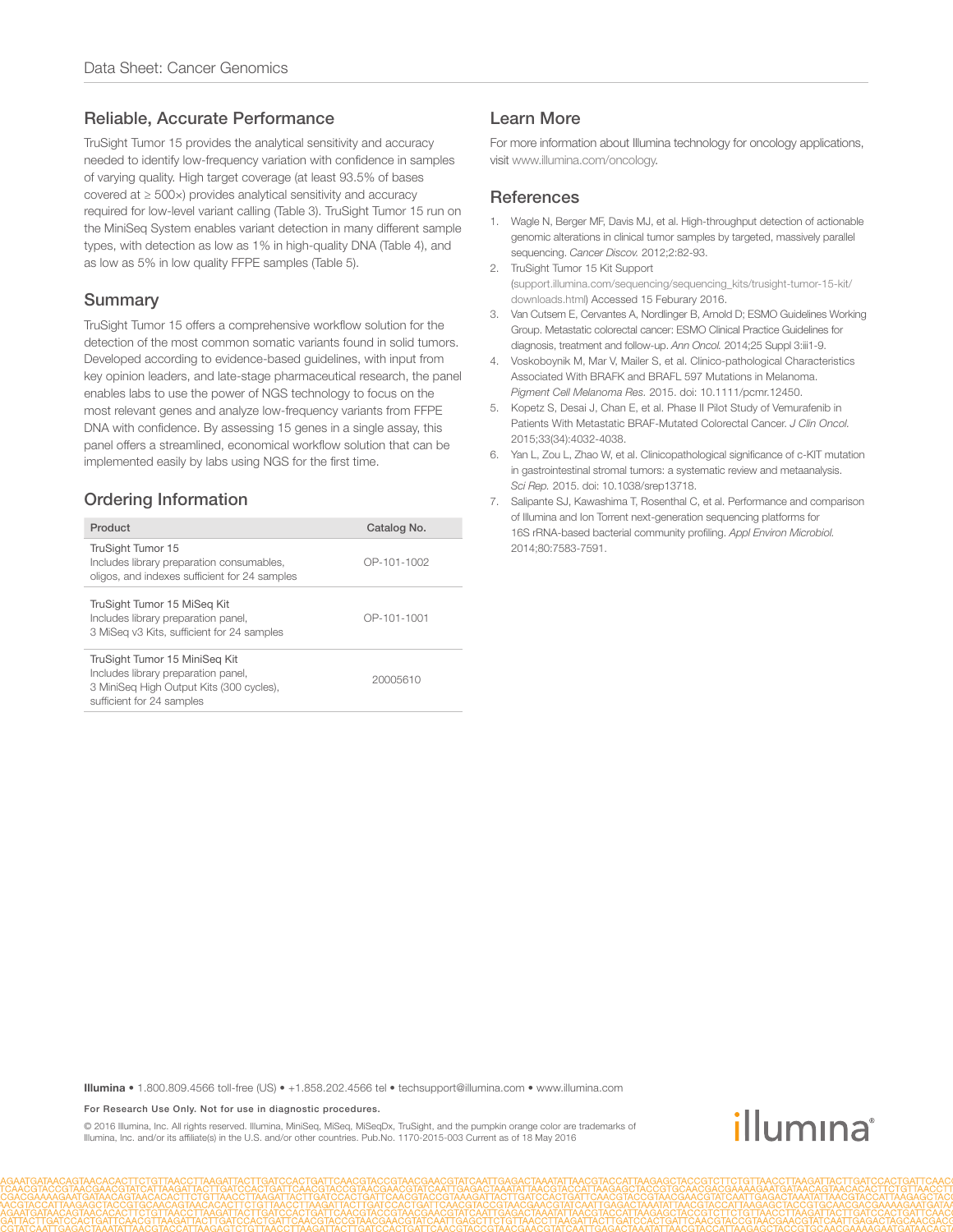## Reliable, Accurate Performance

TruSight Tumor 15 provides the analytical sensitivity and accuracy needed to identify low-frequency variation with confidence in samples of varying quality. High target coverage (at least 93.5% of bases covered at ≥ 500×) provides analytical sensitivity and accuracy required for low-level variant calling (Table 3). TruSight Tumor 15 run on the MiniSeq System enables variant detection in many different sample types, with detection as low as 1% in high-quality DNA (Table 4), and as low as 5% in low quality FFPE samples (Table 5).

## Summary

TruSight Tumor 15 offers a comprehensive workflow solution for the detection of the most common somatic variants found in solid tumors. Developed according to evidence-based guidelines, with input from key opinion leaders, and late-stage pharmaceutical research, the panel enables labs to use the power of NGS technology to focus on the most relevant genes and analyze low-frequency variants from FFPE DNA with confidence. By assessing 15 genes in a single assay, this panel offers a streamlined, economical workflow solution that can be implemented easily by labs using NGS for the first time.

## Ordering Information

| Product | Catalog No. |
|---|---|
| TruSight Tumor 15<br>Includes library preparation consumables, oligos, and indexes sufficient for 24 samples | OP-101-1002 |
| TruSight Tumor 15 MiSeq Kit<br>Includes library preparation panel, 3 MiSeq v3 Kits, sufficient for 24 samples | OP-101-1001 |
| TruSight Tumor 15 MiniSeq Kit<br>Includes library preparation panel, 3 MiniSeq High Output Kits (300 cycles), sufficient for 24 samples | 20005610 |

## Learn More

For more information about Illumina technology for oncology applications, visit www.illumina.com/oncology.

## References

1. Wagle N, Berger MF, Davis MJ, et al. High-throughput detection of actionable genomic alterations in clinical tumor samples by targeted, massively parallel sequencing. *Cancer Discov.* 2012;2:82-93.
2. TruSight Tumor 15 Kit Support (support.illumina.com/sequencing/sequencing_kits/trusight-tumor-15-kit/downloads.html) Accessed 15 Feburary 2016.
3. Van Cutsem E, Cervantes A, Nordlinger B, Arnold D; ESMO Guidelines Working Group. Metastatic colorectal cancer: ESMO Clinical Practice Guidelines for diagnosis, treatment and follow-up. *Ann Oncol.* 2014;25 Suppl 3:iii1-9.
4. Voskoboynik M, Mar V, Mailer S, et al. Clinico-pathological Characteristics Associated With BRAFK and BRAFL 597 Mutations in Melanoma. *Pigment Cell Melanoma Res.* 2015. doi: 10.1111/pcmr.12450.
5. Kopetz S, Desai J, Chan E, et al. Phase II Pilot Study of Vemurafenib in Patients With Metastatic BRAF-Mutated Colorectal Cancer. *J Clin Oncol.* 2015;33(34):4032-4038.
6. Yan L, Zou L, Zhao W, et al. Clinicopathological significance of c-KIT mutation in gastrointestinal stromal tumors: a systematic review and metaanalysis. *Sci Rep.* 2015. doi: 10.1038/srep13718.
7. Salipante SJ, Kawashima T, Rosenthal C, et al. Performance and comparison of Illumina and Ion Torrent next-generation sequencing platforms for 16S rRNA-based bacterial community profiling. *Appl Environ Microbiol.* 2014;80:7583-7591.

**Illumina** • 1.800.809.4566 toll-free (US) • +1.858.202.4566 tel • techsupport@illumina.com • www.illumina.com

**For Research Use Only. Not for use in diagnostic procedures.**

© 2016 Illumina, Inc. All rights reserved. Illumina, MiniSeq, MiSeq, MiSeqDx, TruSight, and the pumpkin orange color are trademarks of Illumina, Inc. and/or its affiliate(s) in the U.S. and/or other countries. Pub.No. 1170-2015-003 Current as of 18 May 2016